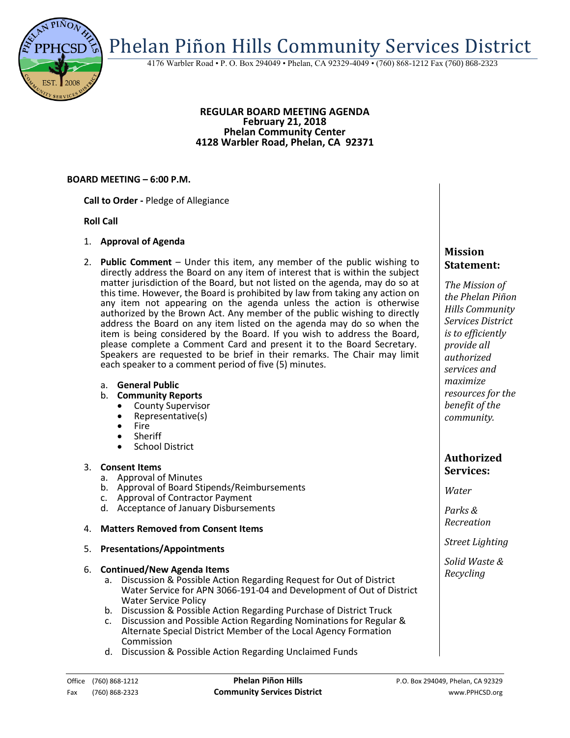# Phelan Piñon Hills Community Services District

4176 Warbler Road • P. O. Box 294049 • Phelan, CA 92329-4049 • (760) 868-1212 Fax (760) 868-2323

**REGULAR BOARD MEETING AGENDA**
**February 21, 2018**
**Phelan Community Center**
**4128 Warbler Road, Phelan, CA 92371**

**BOARD MEETING – 6:00 P.M.**

**Call to Order -** Pledge of Allegiance

**Roll Call**

1. **Approval of Agenda**
2. **Public Comment** – Under this item, any member of the public wishing to directly address the Board on any item of interest that is within the subject matter jurisdiction of the Board, but not listed on the agenda, may do so at this time. However, the Board is prohibited by law from taking any action on any item not appearing on the agenda unless the action is otherwise authorized by the Brown Act. Any member of the public wishing to directly address the Board on any item listed on the agenda may do so when the item is being considered by the Board. If you wish to address the Board, please complete a Comment Card and present it to the Board Secretary. Speakers are requested to be brief in their remarks. The Chair may limit each speaker to a comment period of five (5) minutes.
   a. **General Public**
   b. **Community Reports**
      - County Supervisor
      - Representative(s)
      - Fire
      - Sheriff
      - School District
3. **Consent Items**
   a. Approval of Minutes
   b. Approval of Board Stipends/Reimbursements
   c. Approval of Contractor Payment
   d. Acceptance of January Disbursements
4. **Matters Removed from Consent Items**
5. **Presentations/Appointments**
6. **Continued/New Agenda Items**
   a. Discussion & Possible Action Regarding Request for Out of District Water Service for APN 3066-191-04 and Development of Out of District Water Service Policy
   b. Discussion & Possible Action Regarding Purchase of District Truck
   c. Discussion and Possible Action Regarding Nominations for Regular & Alternate Special District Member of the Local Agency Formation Commission
   d. Discussion & Possible Action Regarding Unclaimed Funds

## Mission Statement:

*The Mission of the Phelan Piñon Hills Community Services District is to efficiently provide all authorized services and maximize resources for the benefit of the community.*

## Authorized Services:

*Water*

*Parks & Recreation*

*Street Lighting*

*Solid Waste & Recycling*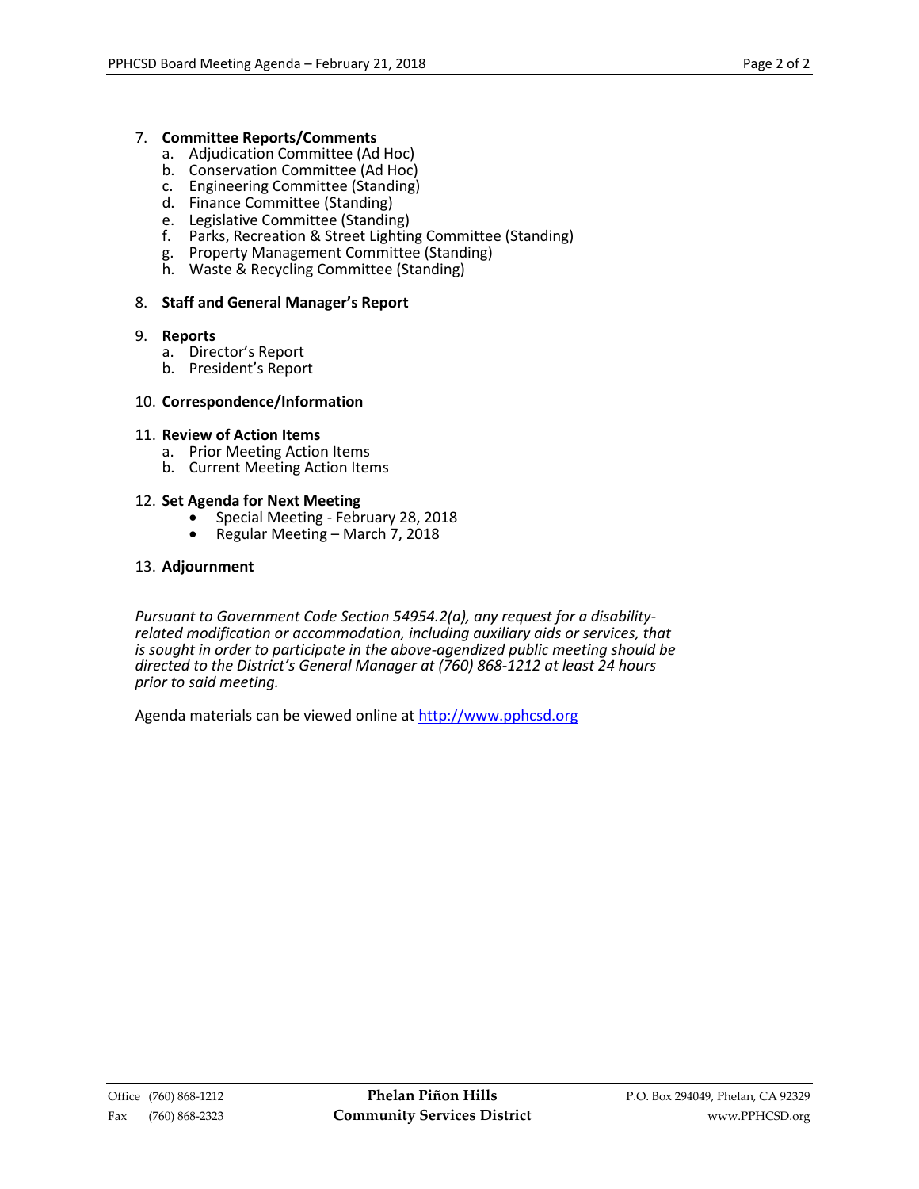7. **Committee Reports/Comments**
   a. Adjudication Committee (Ad Hoc)
   b. Conservation Committee (Ad Hoc)
   c. Engineering Committee (Standing)
   d. Finance Committee (Standing)
   e. Legislative Committee (Standing)
   f. Parks, Recreation & Street Lighting Committee (Standing)
   g. Property Management Committee (Standing)
   h. Waste & Recycling Committee (Standing)

8. **Staff and General Manager's Report**

9. **Reports**
   a. Director's Report
   b. President's Report

10. **Correspondence/Information**

11. **Review of Action Items**
    a. Prior Meeting Action Items
    b. Current Meeting Action Items

12. **Set Agenda for Next Meeting**
    - Special Meeting - February 28, 2018
    - Regular Meeting – March 7, 2018

13. **Adjournment**

*Pursuant to Government Code Section 54954.2(a), any request for a disability-related modification or accommodation, including auxiliary aids or services, that is sought in order to participate in the above-agendized public meeting should be directed to the District's General Manager at (760) 868-1212 at least 24 hours prior to said meeting.*

Agenda materials can be viewed online at http://www.pphcsd.org